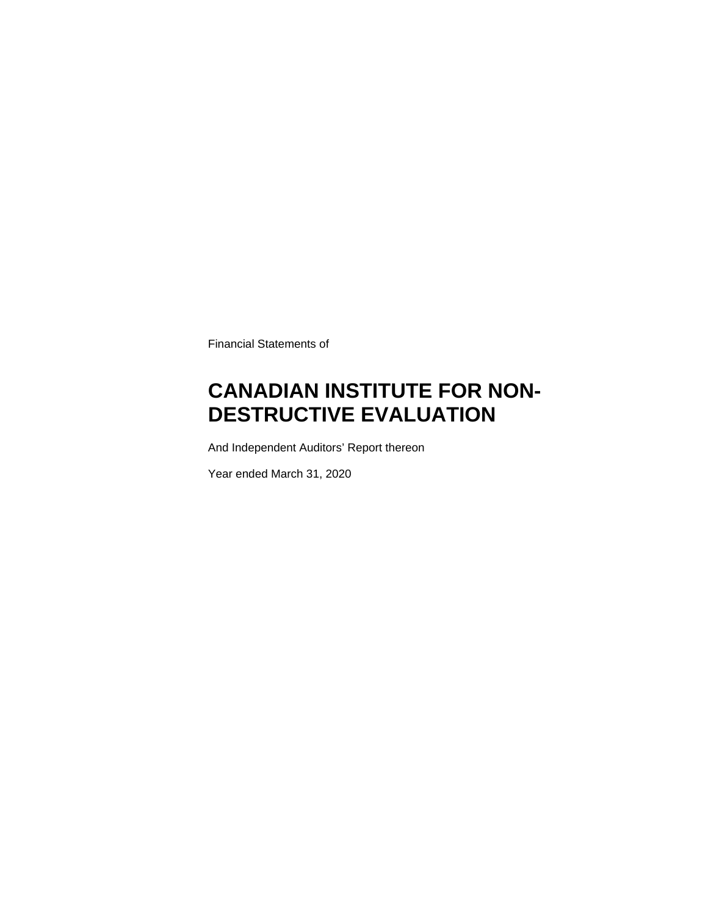Financial Statements of

# CANADIAN INSTITUTE FOR NON-DESTRUCTIVE EVALUATION

And Independent Auditors' Report thereon

Year ended March 31, 2020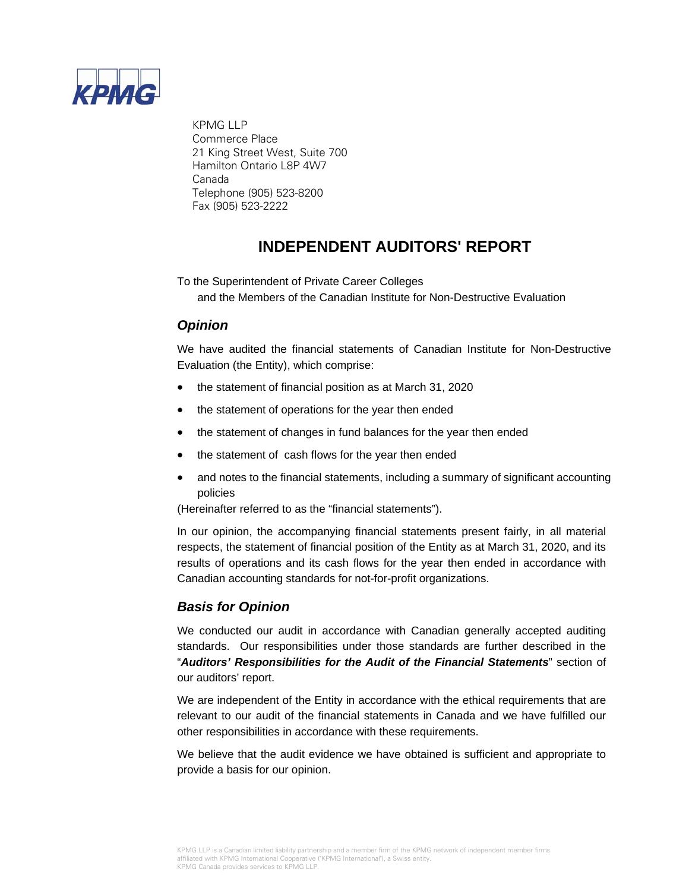KPMG LLP
Commerce Place
21 King Street West, Suite 700
Hamilton Ontario L8P 4W7
Canada
Telephone (905) 523-8200
Fax (905) 523-2222

# INDEPENDENT AUDITORS' REPORT

To the Superintendent of Private Career Colleges
and the Members of the Canadian Institute for Non-Destructive Evaluation

## *Opinion*

We have audited the financial statements of Canadian Institute for Non-Destructive Evaluation (the Entity), which comprise:

- the statement of financial position as at March 31, 2020
- the statement of operations for the year then ended
- the statement of changes in fund balances for the year then ended
- the statement of cash flows for the year then ended
- and notes to the financial statements, including a summary of significant accounting policies

(Hereinafter referred to as the "financial statements").

In our opinion, the accompanying financial statements present fairly, in all material respects, the statement of financial position of the Entity as at March 31, 2020, and its results of operations and its cash flows for the year then ended in accordance with Canadian accounting standards for not-for-profit organizations.

## *Basis for Opinion*

We conducted our audit in accordance with Canadian generally accepted auditing standards. Our responsibilities under those standards are further described in the "***Auditors' Responsibilities for the Audit of the Financial Statements***" section of our auditors' report.

We are independent of the Entity in accordance with the ethical requirements that are relevant to our audit of the financial statements in Canada and we have fulfilled our other responsibilities in accordance with these requirements.

We believe that the audit evidence we have obtained is sufficient and appropriate to provide a basis for our opinion.

KPMG LLP is a Canadian limited liability partnership and a member firm of the KPMG network of independent member firms affiliated with KPMG International Cooperative ("KPMG International"), a Swiss entity.
KPMG Canada provides services to KPMG LLP.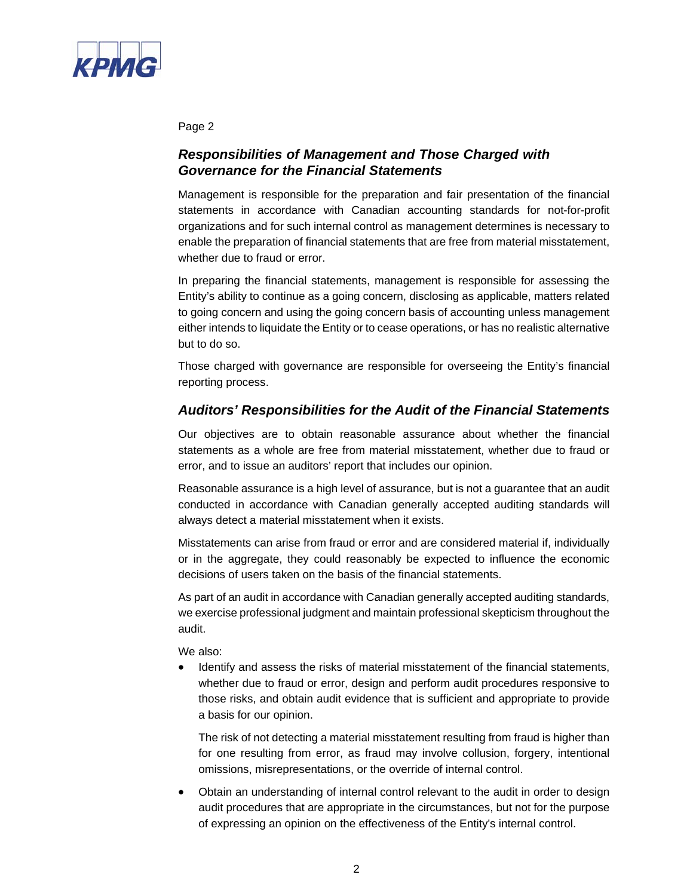## *Responsibilities of Management and Those Charged with Governance for the Financial Statements*

Management is responsible for the preparation and fair presentation of the financial statements in accordance with Canadian accounting standards for not-for-profit organizations and for such internal control as management determines is necessary to enable the preparation of financial statements that are free from material misstatement, whether due to fraud or error.

In preparing the financial statements, management is responsible for assessing the Entity's ability to continue as a going concern, disclosing as applicable, matters related to going concern and using the going concern basis of accounting unless management either intends to liquidate the Entity or to cease operations, or has no realistic alternative but to do so.

Those charged with governance are responsible for overseeing the Entity's financial reporting process.

## *Auditors' Responsibilities for the Audit of the Financial Statements*

Our objectives are to obtain reasonable assurance about whether the financial statements as a whole are free from material misstatement, whether due to fraud or error, and to issue an auditors' report that includes our opinion.

Reasonable assurance is a high level of assurance, but is not a guarantee that an audit conducted in accordance with Canadian generally accepted auditing standards will always detect a material misstatement when it exists.

Misstatements can arise from fraud or error and are considered material if, individually or in the aggregate, they could reasonably be expected to influence the economic decisions of users taken on the basis of the financial statements.

As part of an audit in accordance with Canadian generally accepted auditing standards, we exercise professional judgment and maintain professional skepticism throughout the audit.

We also:

- Identify and assess the risks of material misstatement of the financial statements, whether due to fraud or error, design and perform audit procedures responsive to those risks, and obtain audit evidence that is sufficient and appropriate to provide a basis for our opinion.

  The risk of not detecting a material misstatement resulting from fraud is higher than for one resulting from error, as fraud may involve collusion, forgery, intentional omissions, misrepresentations, or the override of internal control.

- Obtain an understanding of internal control relevant to the audit in order to design audit procedures that are appropriate in the circumstances, but not for the purpose of expressing an opinion on the effectiveness of the Entity's internal control.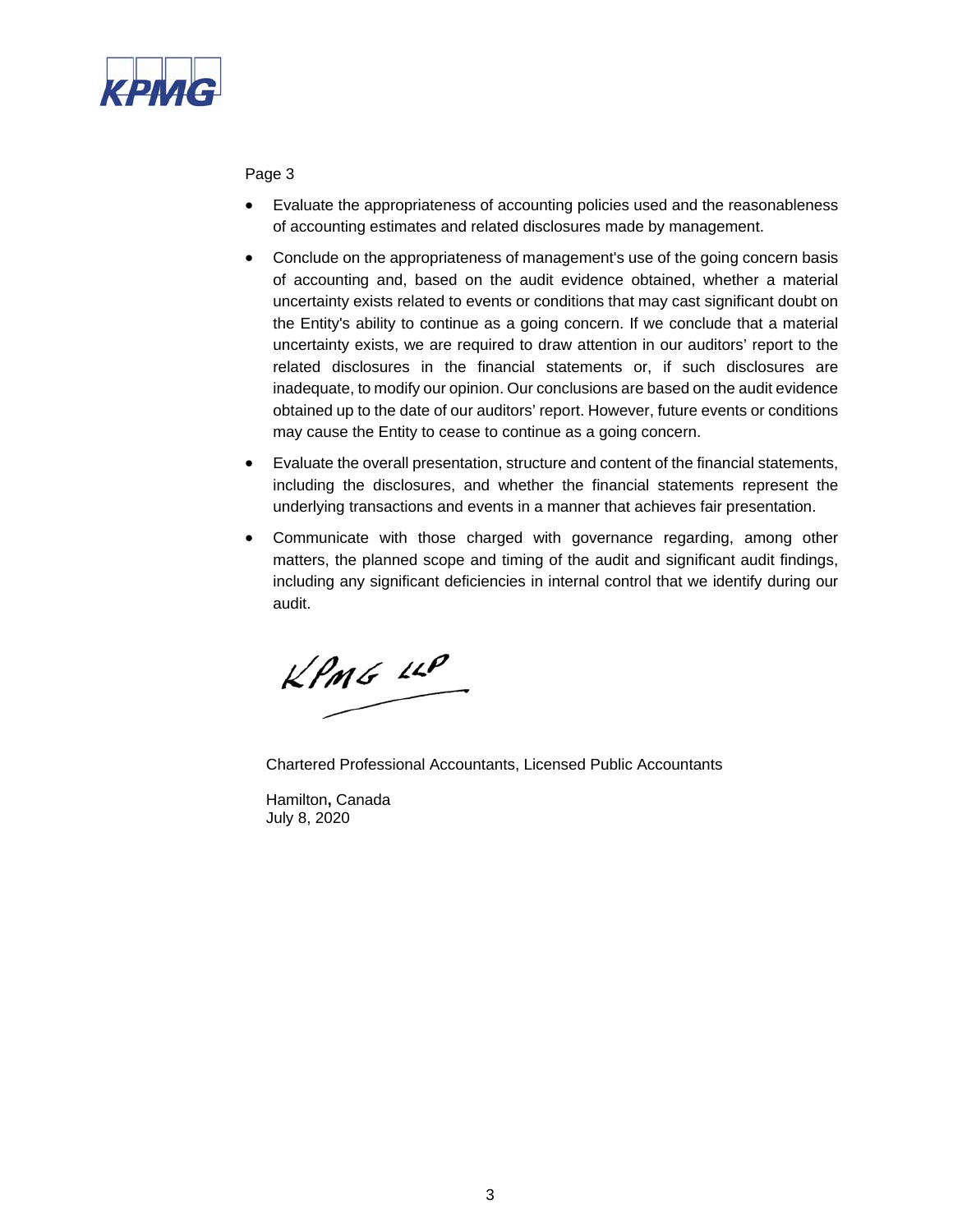- Evaluate the appropriateness of accounting policies used and the reasonableness of accounting estimates and related disclosures made by management.
- Conclude on the appropriateness of management's use of the going concern basis of accounting and, based on the audit evidence obtained, whether a material uncertainty exists related to events or conditions that may cast significant doubt on the Entity's ability to continue as a going concern. If we conclude that a material uncertainty exists, we are required to draw attention in our auditors' report to the related disclosures in the financial statements or, if such disclosures are inadequate, to modify our opinion. Our conclusions are based on the audit evidence obtained up to the date of our auditors' report. However, future events or conditions may cause the Entity to cease to continue as a going concern.
- Evaluate the overall presentation, structure and content of the financial statements, including the disclosures, and whether the financial statements represent the underlying transactions and events in a manner that achieves fair presentation.
- Communicate with those charged with governance regarding, among other matters, the planned scope and timing of the audit and significant audit findings, including any significant deficiencies in internal control that we identify during our audit.

KPMG LLP

Chartered Professional Accountants, Licensed Public Accountants

Hamilton, Canada
July 8, 2020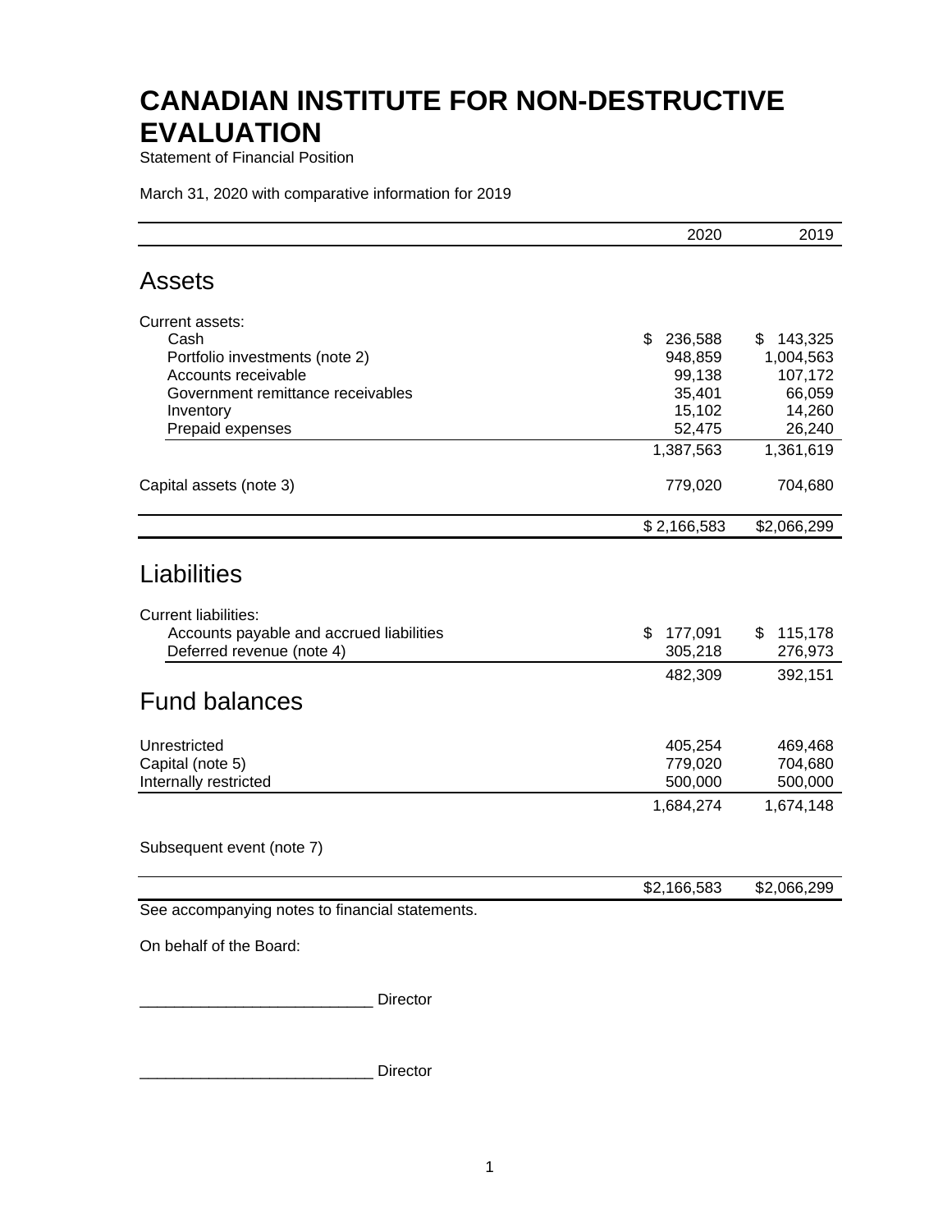# CANADIAN INSTITUTE FOR NON-DESTRUCTIVE EVALUATION

Statement of Financial Position

March 31, 2020 with comparative information for 2019

| | 2020 | 2019 |
|---|---:|---:|
| **Assets** | | |
| Current assets: | | |
| Cash | $ 236,588 | $ 143,325 |
| Portfolio investments (note 2) | 948,859 | 1,004,563 |
| Accounts receivable | 99,138 | 107,172 |
| Government remittance receivables | 35,401 | 66,059 |
| Inventory | 15,102 | 14,260 |
| Prepaid expenses | 52,475 | 26,240 |
| | 1,387,563 | 1,361,619 |
| Capital assets (note 3) | 779,020 | 704,680 |
| | $ 2,166,583 | $2,066,299 |
| **Liabilities** | | |
| Current liabilities: | | |
| Accounts payable and accrued liabilities | $ 177,091 | $ 115,178 |
| Deferred revenue (note 4) | 305,218 | 276,973 |
| | 482,309 | 392,151 |
| **Fund balances** | | |
| Unrestricted | 405,254 | 469,468 |
| Capital (note 5) | 779,020 | 704,680 |
| Internally restricted | 500,000 | 500,000 |
| | 1,684,274 | 1,674,148 |
| Subsequent event (note 7) | | |
| | $2,166,583 | $2,066,299 |

See accompanying notes to financial statements.

On behalf of the Board:

___________________________ Director

___________________________ Director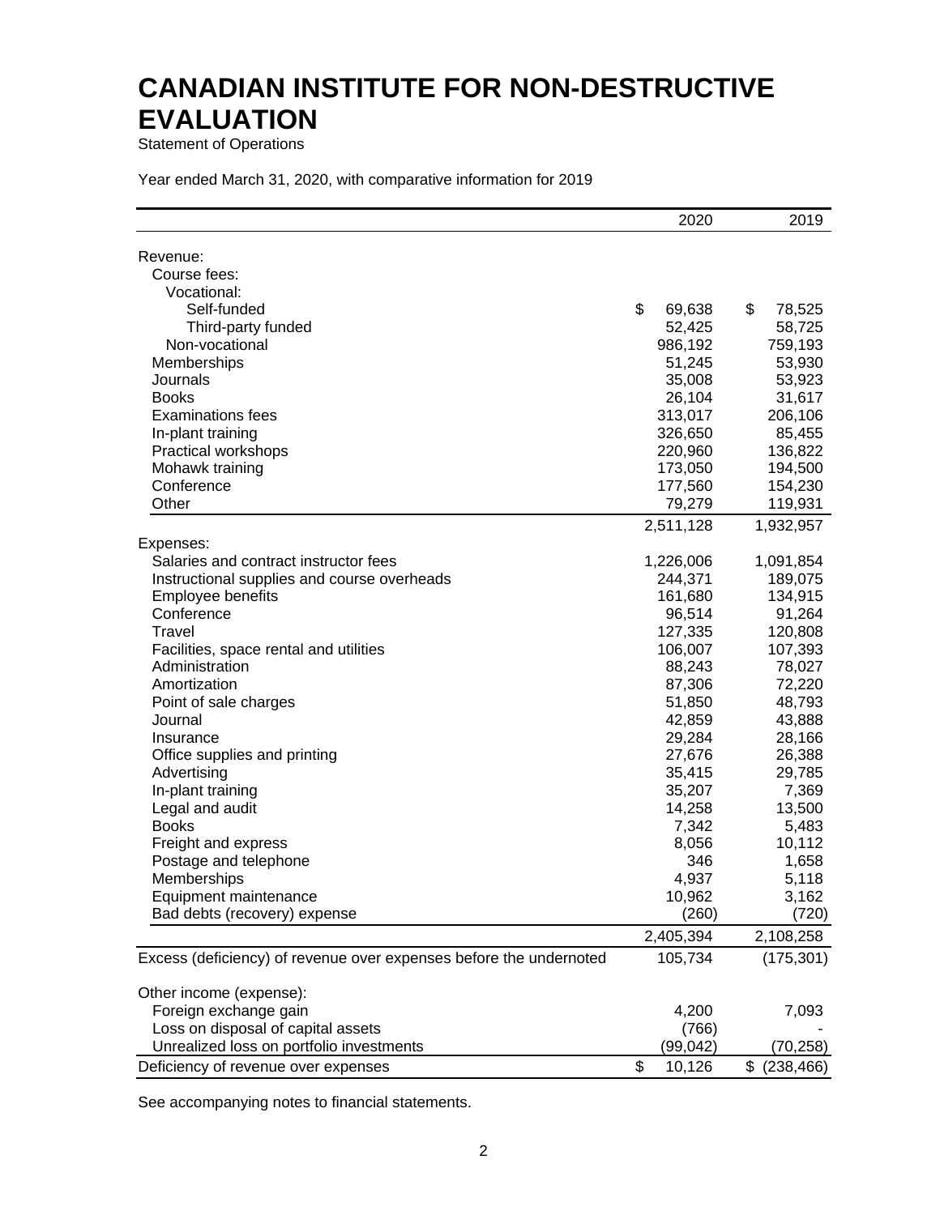# CANADIAN INSTITUTE FOR NON-DESTRUCTIVE EVALUATION

Statement of Operations

Year ended March 31, 2020, with comparative information for 2019

| | 2020 | 2019 |
|---|---|---|
| Revenue: | | |
| Course fees: | | |
| Vocational: | | |
| Self-funded | $ 69,638 | $ 78,525 |
| Third-party funded | 52,425 | 58,725 |
| Non-vocational | 986,192 | 759,193 |
| Memberships | 51,245 | 53,930 |
| Journals | 35,008 | 53,923 |
| Books | 26,104 | 31,617 |
| Examinations fees | 313,017 | 206,106 |
| In-plant training | 326,650 | 85,455 |
| Practical workshops | 220,960 | 136,822 |
| Mohawk training | 173,050 | 194,500 |
| Conference | 177,560 | 154,230 |
| Other | 79,279 | 119,931 |
| | 2,511,128 | 1,932,957 |
| Expenses: | | |
| Salaries and contract instructor fees | 1,226,006 | 1,091,854 |
| Instructional supplies and course overheads | 244,371 | 189,075 |
| Employee benefits | 161,680 | 134,915 |
| Conference | 96,514 | 91,264 |
| Travel | 127,335 | 120,808 |
| Facilities, space rental and utilities | 106,007 | 107,393 |
| Administration | 88,243 | 78,027 |
| Amortization | 87,306 | 72,220 |
| Point of sale charges | 51,850 | 48,793 |
| Journal | 42,859 | 43,888 |
| Insurance | 29,284 | 28,166 |
| Office supplies and printing | 27,676 | 26,388 |
| Advertising | 35,415 | 29,785 |
| In-plant training | 35,207 | 7,369 |
| Legal and audit | 14,258 | 13,500 |
| Books | 7,342 | 5,483 |
| Freight and express | 8,056 | 10,112 |
| Postage and telephone | 346 | 1,658 |
| Memberships | 4,937 | 5,118 |
| Equipment maintenance | 10,962 | 3,162 |
| Bad debts (recovery) expense | (260) | (720) |
| | 2,405,394 | 2,108,258 |
| Excess (deficiency) of revenue over expenses before the undernoted | 105,734 | (175,301) |
| Other income (expense): | | |
| Foreign exchange gain | 4,200 | 7,093 |
| Loss on disposal of capital assets | (766) | - |
| Unrealized loss on portfolio investments | (99,042) | (70,258) |
| Deficiency of revenue over expenses | $ 10,126 | $ (238,466) |

See accompanying notes to financial statements.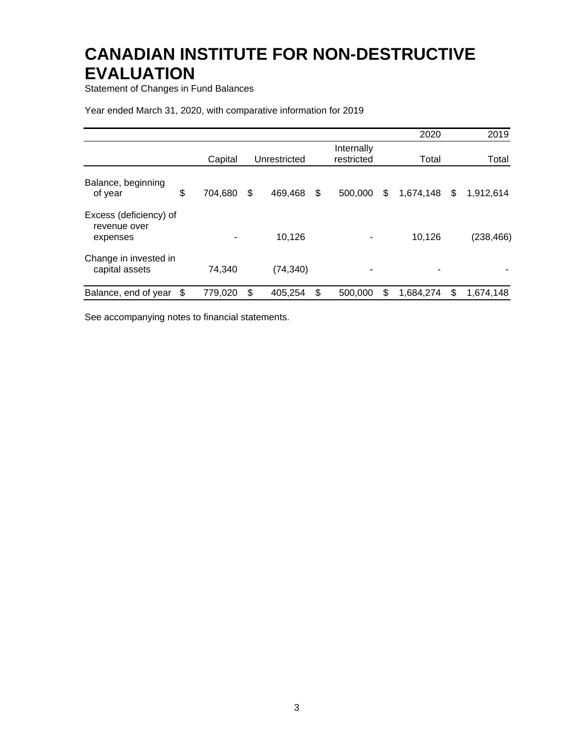# CANADIAN INSTITUTE FOR NON-DESTRUCTIVE EVALUATION

Statement of Changes in Fund Balances

Year ended March 31, 2020, with comparative information for 2019

| | | | | 2020 | 2019 |
|---|---|---|---|---|---|
| | Capital | Unrestricted | Internally restricted | Total | Total |
| Balance, beginning of year | $ 704,680 | $ 469,468 | $ 500,000 | $ 1,674,148 | $ 1,912,614 |
| Excess (deficiency) of revenue over expenses | - | 10,126 | - | 10,126 | (238,466) |
| Change in invested in capital assets | 74,340 | (74,340) | - | - | - |
| Balance, end of year | $ 779,020 | $ 405,254 | $ 500,000 | $ 1,684,274 | $ 1,674,148 |

See accompanying notes to financial statements.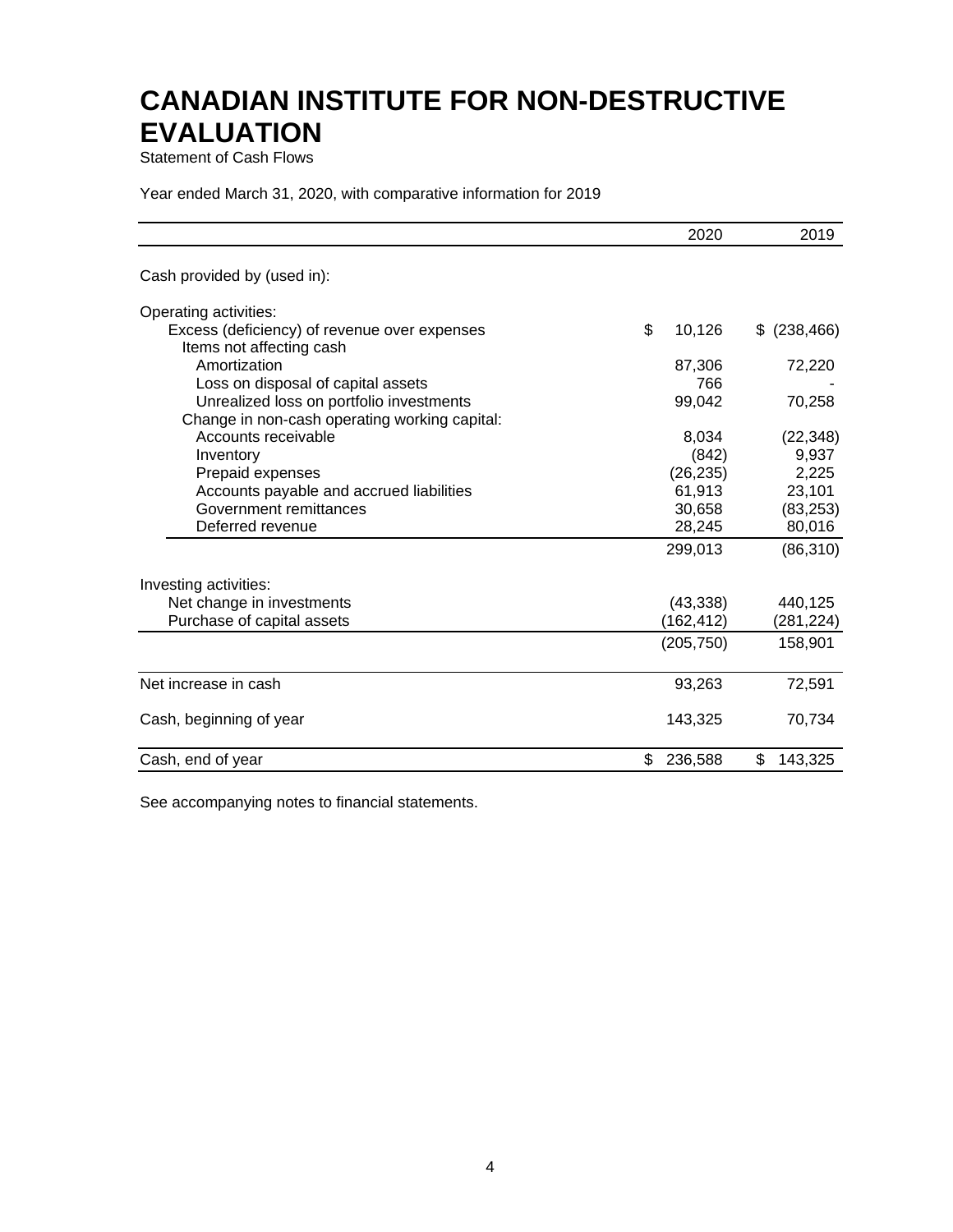# CANADIAN INSTITUTE FOR NON-DESTRUCTIVE EVALUATION

Statement of Cash Flows

Year ended March 31, 2020, with comparative information for 2019

| | 2020 | 2019 |
|---|---|---|
| Cash provided by (used in): | | |
| Operating activities: | | |
| Excess (deficiency) of revenue over expenses | $ 10,126 | $ (238,466) |
| Items not affecting cash | | |
| Amortization | 87,306 | 72,220 |
| Loss on disposal of capital assets | 766 | - |
| Unrealized loss on portfolio investments | 99,042 | 70,258 |
| Change in non-cash operating working capital: | | |
| Accounts receivable | 8,034 | (22,348) |
| Inventory | (842) | 9,937 |
| Prepaid expenses | (26,235) | 2,225 |
| Accounts payable and accrued liabilities | 61,913 | 23,101 |
| Government remittances | 30,658 | (83,253) |
| Deferred revenue | 28,245 | 80,016 |
| | 299,013 | (86,310) |
| Investing activities: | | |
| Net change in investments | (43,338) | 440,125 |
| Purchase of capital assets | (162,412) | (281,224) |
| | (205,750) | 158,901 |
| Net increase in cash | 93,263 | 72,591 |
| Cash, beginning of year | 143,325 | 70,734 |
| Cash, end of year | $ 236,588 | $ 143,325 |

See accompanying notes to financial statements.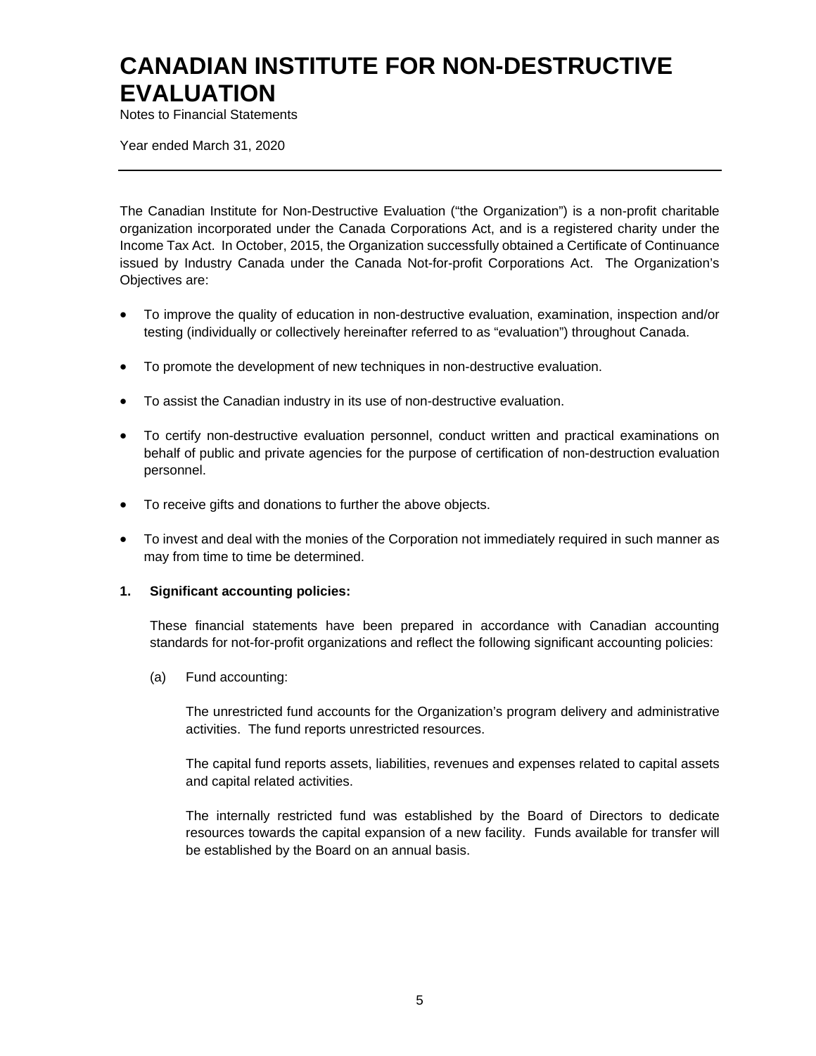# CANADIAN INSTITUTE FOR NON-DESTRUCTIVE EVALUATION

Notes to Financial Statements

Year ended March 31, 2020

---

The Canadian Institute for Non-Destructive Evaluation ("the Organization") is a non-profit charitable organization incorporated under the Canada Corporations Act, and is a registered charity under the Income Tax Act. In October, 2015, the Organization successfully obtained a Certificate of Continuance issued by Industry Canada under the Canada Not-for-profit Corporations Act. The Organization's Objectives are:

- To improve the quality of education in non-destructive evaluation, examination, inspection and/or testing (individually or collectively hereinafter referred to as "evaluation") throughout Canada.
- To promote the development of new techniques in non-destructive evaluation.
- To assist the Canadian industry in its use of non-destructive evaluation.
- To certify non-destructive evaluation personnel, conduct written and practical examinations on behalf of public and private agencies for the purpose of certification of non-destruction evaluation personnel.
- To receive gifts and donations to further the above objects.
- To invest and deal with the monies of the Corporation not immediately required in such manner as may from time to time be determined.

**1. Significant accounting policies:**

These financial statements have been prepared in accordance with Canadian accounting standards for not-for-profit organizations and reflect the following significant accounting policies:

(a) Fund accounting:

The unrestricted fund accounts for the Organization's program delivery and administrative activities. The fund reports unrestricted resources.

The capital fund reports assets, liabilities, revenues and expenses related to capital assets and capital related activities.

The internally restricted fund was established by the Board of Directors to dedicate resources towards the capital expansion of a new facility. Funds available for transfer will be established by the Board on an annual basis.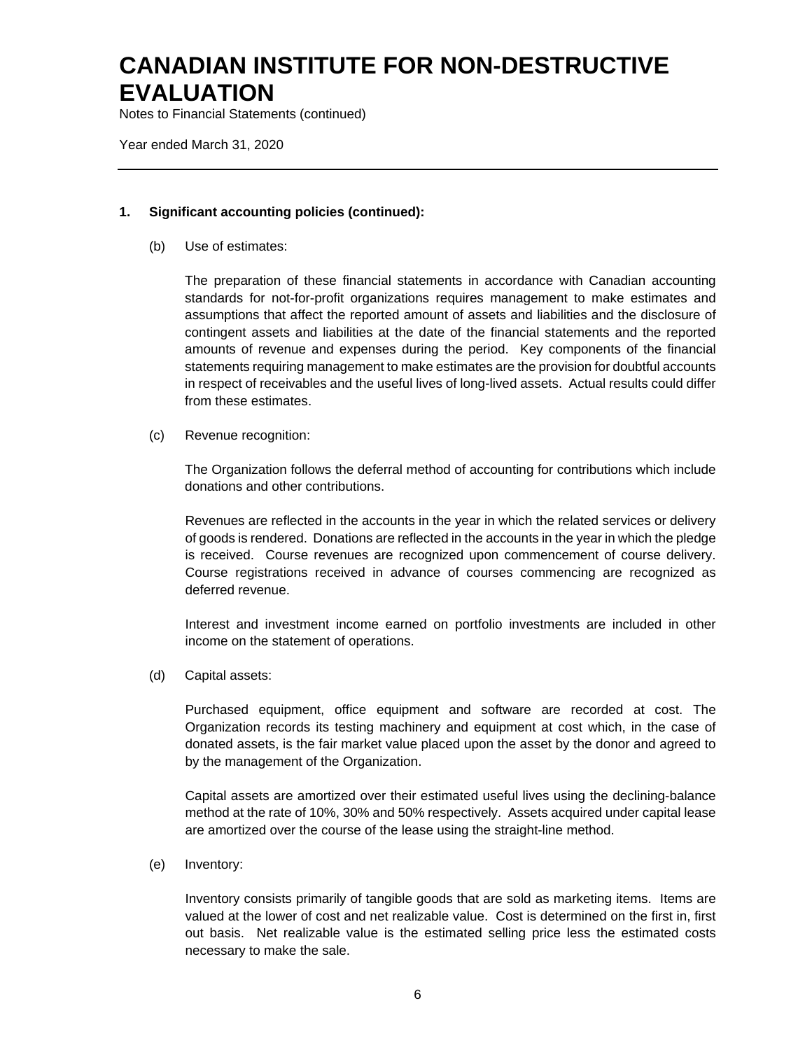# CANADIAN INSTITUTE FOR NON-DESTRUCTIVE EVALUATION

Notes to Financial Statements (continued)

Year ended March 31, 2020

---

**1. Significant accounting policies (continued):**

(b) Use of estimates:

The preparation of these financial statements in accordance with Canadian accounting standards for not-for-profit organizations requires management to make estimates and assumptions that affect the reported amount of assets and liabilities and the disclosure of contingent assets and liabilities at the date of the financial statements and the reported amounts of revenue and expenses during the period. Key components of the financial statements requiring management to make estimates are the provision for doubtful accounts in respect of receivables and the useful lives of long-lived assets. Actual results could differ from these estimates.

(c) Revenue recognition:

The Organization follows the deferral method of accounting for contributions which include donations and other contributions.

Revenues are reflected in the accounts in the year in which the related services or delivery of goods is rendered. Donations are reflected in the accounts in the year in which the pledge is received. Course revenues are recognized upon commencement of course delivery. Course registrations received in advance of courses commencing are recognized as deferred revenue.

Interest and investment income earned on portfolio investments are included in other income on the statement of operations.

(d) Capital assets:

Purchased equipment, office equipment and software are recorded at cost. The Organization records its testing machinery and equipment at cost which, in the case of donated assets, is the fair market value placed upon the asset by the donor and agreed to by the management of the Organization.

Capital assets are amortized over their estimated useful lives using the declining-balance method at the rate of 10%, 30% and 50% respectively. Assets acquired under capital lease are amortized over the course of the lease using the straight-line method.

(e) Inventory:

Inventory consists primarily of tangible goods that are sold as marketing items. Items are valued at the lower of cost and net realizable value. Cost is determined on the first in, first out basis. Net realizable value is the estimated selling price less the estimated costs necessary to make the sale.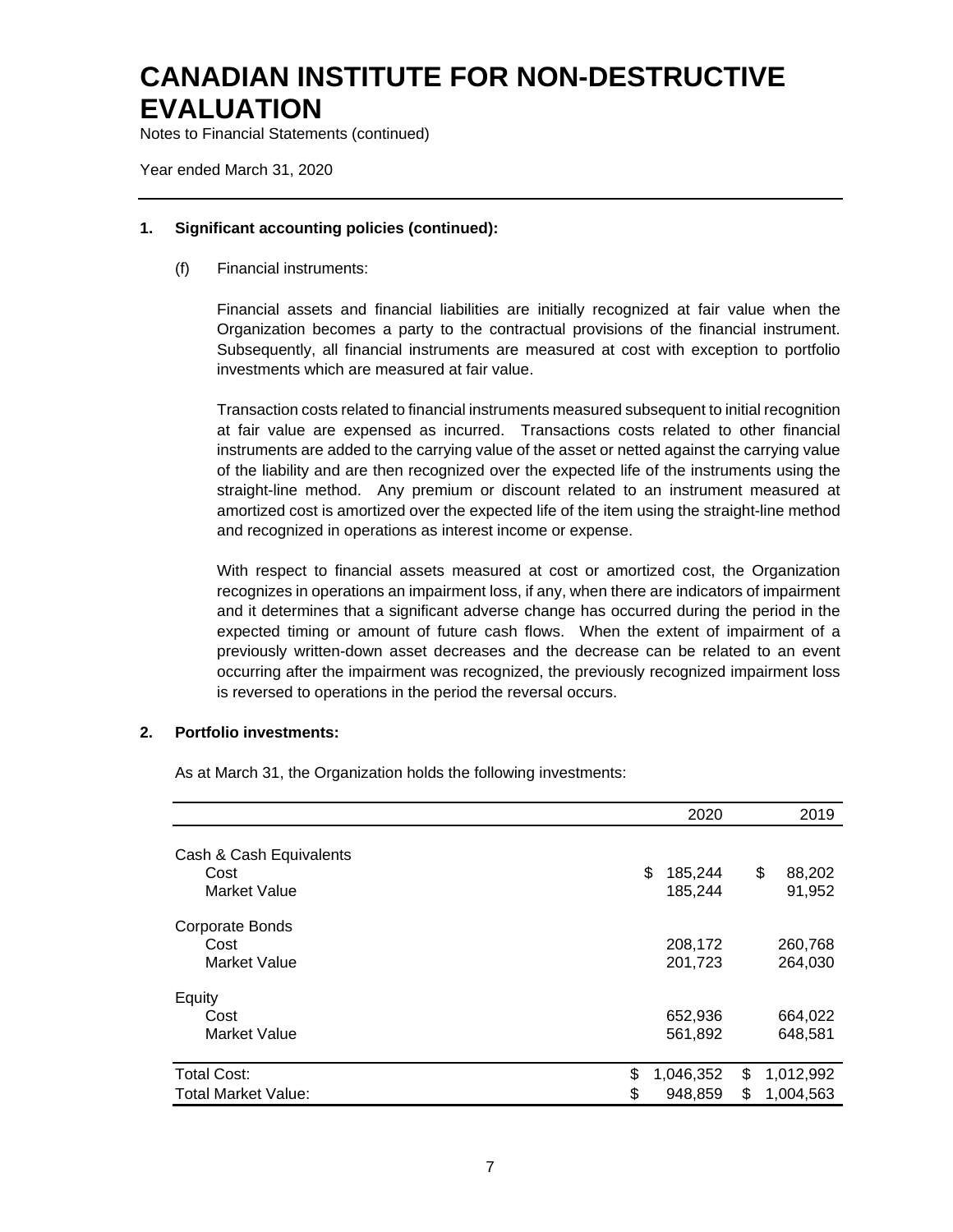# CANADIAN INSTITUTE FOR NON-DESTRUCTIVE EVALUATION

Notes to Financial Statements (continued)

Year ended March 31, 2020

---

**1. Significant accounting policies (continued):**

(f) Financial instruments:

Financial assets and financial liabilities are initially recognized at fair value when the Organization becomes a party to the contractual provisions of the financial instrument. Subsequently, all financial instruments are measured at cost with exception to portfolio investments which are measured at fair value.

Transaction costs related to financial instruments measured subsequent to initial recognition at fair value are expensed as incurred. Transactions costs related to other financial instruments are added to the carrying value of the asset or netted against the carrying value of the liability and are then recognized over the expected life of the instruments using the straight-line method. Any premium or discount related to an instrument measured at amortized cost is amortized over the expected life of the item using the straight-line method and recognized in operations as interest income or expense.

With respect to financial assets measured at cost or amortized cost, the Organization recognizes in operations an impairment loss, if any, when there are indicators of impairment and it determines that a significant adverse change has occurred during the period in the expected timing or amount of future cash flows. When the extent of impairment of a previously written-down asset decreases and the decrease can be related to an event occurring after the impairment was recognized, the previously recognized impairment loss is reversed to operations in the period the reversal occurs.

**2. Portfolio investments:**

As at March 31, the Organization holds the following investments:

| | 2020 | 2019 |
|---|---|---|
| Cash & Cash Equivalents | | |
| Cost | $ 185,244 | $ 88,202 |
| Market Value | 185,244 | 91,952 |
| Corporate Bonds | | |
| Cost | 208,172 | 260,768 |
| Market Value | 201,723 | 264,030 |
| Equity | | |
| Cost | 652,936 | 664,022 |
| Market Value | 561,892 | 648,581 |
| Total Cost: | $ 1,046,352 | $ 1,012,992 |
| Total Market Value: | $ 948,859 | $ 1,004,563 |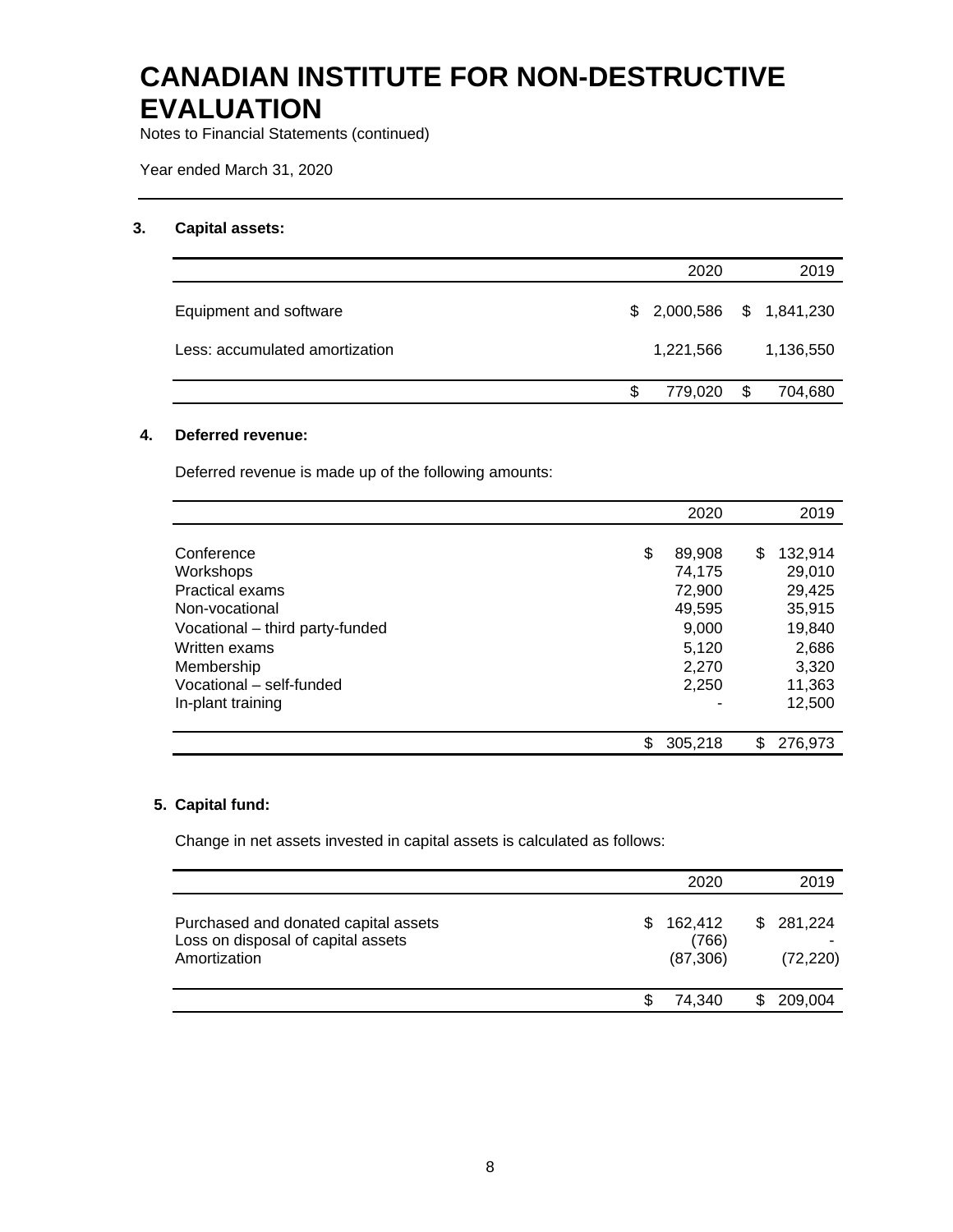# CANADIAN INSTITUTE FOR NON-DESTRUCTIVE EVALUATION

Notes to Financial Statements (continued)

Year ended March 31, 2020

## 3. Capital assets:

| | 2020 | 2019 |
|---|---|---|
| Equipment and software | $ 2,000,586 | $ 1,841,230 |
| Less: accumulated amortization | 1,221,566 | 1,136,550 |
| | $ 779,020 | $ 704,680 |

## 4. Deferred revenue:

Deferred revenue is made up of the following amounts:

| | 2020 | 2019 |
|---|---|---|
| Conference | $ 89,908 | $ 132,914 |
| Workshops | 74,175 | 29,010 |
| Practical exams | 72,900 | 29,425 |
| Non-vocational | 49,595 | 35,915 |
| Vocational – third party-funded | 9,000 | 19,840 |
| Written exams | 5,120 | 2,686 |
| Membership | 2,270 | 3,320 |
| Vocational – self-funded | 2,250 | 11,363 |
| In-plant training | - | 12,500 |
| | $ 305,218 | $ 276,973 |

## 5. Capital fund:

Change in net assets invested in capital assets is calculated as follows:

| | 2020 | 2019 |
|---|---|---|
| Purchased and donated capital assets | $ 162,412 | $ 281,224 |
| Loss on disposal of capital assets | (766) | - |
| Amortization | (87,306) | (72,220) |
| | $ 74,340 | $ 209,004 |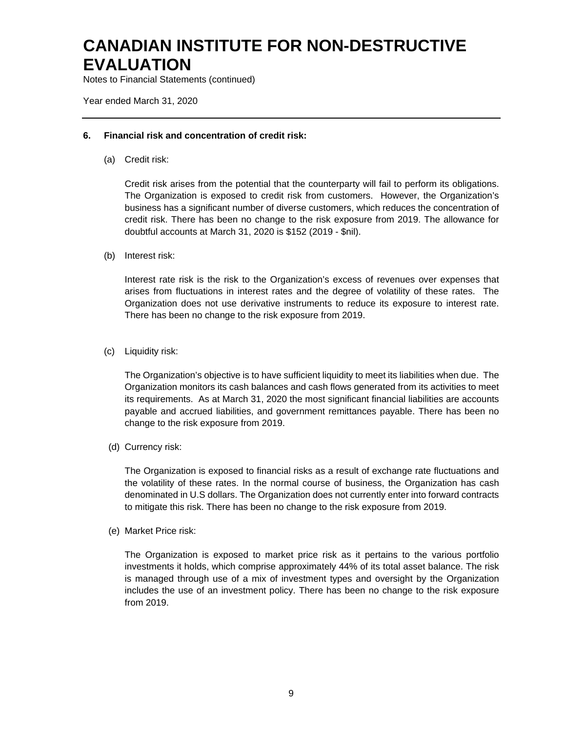# CANADIAN INSTITUTE FOR NON-DESTRUCTIVE EVALUATION

Notes to Financial Statements (continued)

Year ended March 31, 2020

---

**6. Financial risk and concentration of credit risk:**

(a) Credit risk:

Credit risk arises from the potential that the counterparty will fail to perform its obligations. The Organization is exposed to credit risk from customers. However, the Organization's business has a significant number of diverse customers, which reduces the concentration of credit risk. There has been no change to the risk exposure from 2019. The allowance for doubtful accounts at March 31, 2020 is $152 (2019 - $nil).

(b) Interest risk:

Interest rate risk is the risk to the Organization's excess of revenues over expenses that arises from fluctuations in interest rates and the degree of volatility of these rates. The Organization does not use derivative instruments to reduce its exposure to interest rate. There has been no change to the risk exposure from 2019.

(c) Liquidity risk:

The Organization's objective is to have sufficient liquidity to meet its liabilities when due. The Organization monitors its cash balances and cash flows generated from its activities to meet its requirements. As at March 31, 2020 the most significant financial liabilities are accounts payable and accrued liabilities, and government remittances payable. There has been no change to the risk exposure from 2019.

(d) Currency risk:

The Organization is exposed to financial risks as a result of exchange rate fluctuations and the volatility of these rates. In the normal course of business, the Organization has cash denominated in U.S dollars. The Organization does not currently enter into forward contracts to mitigate this risk. There has been no change to the risk exposure from 2019.

(e) Market Price risk:

The Organization is exposed to market price risk as it pertains to the various portfolio investments it holds, which comprise approximately 44% of its total asset balance. The risk is managed through use of a mix of investment types and oversight by the Organization includes the use of an investment policy. There has been no change to the risk exposure from 2019.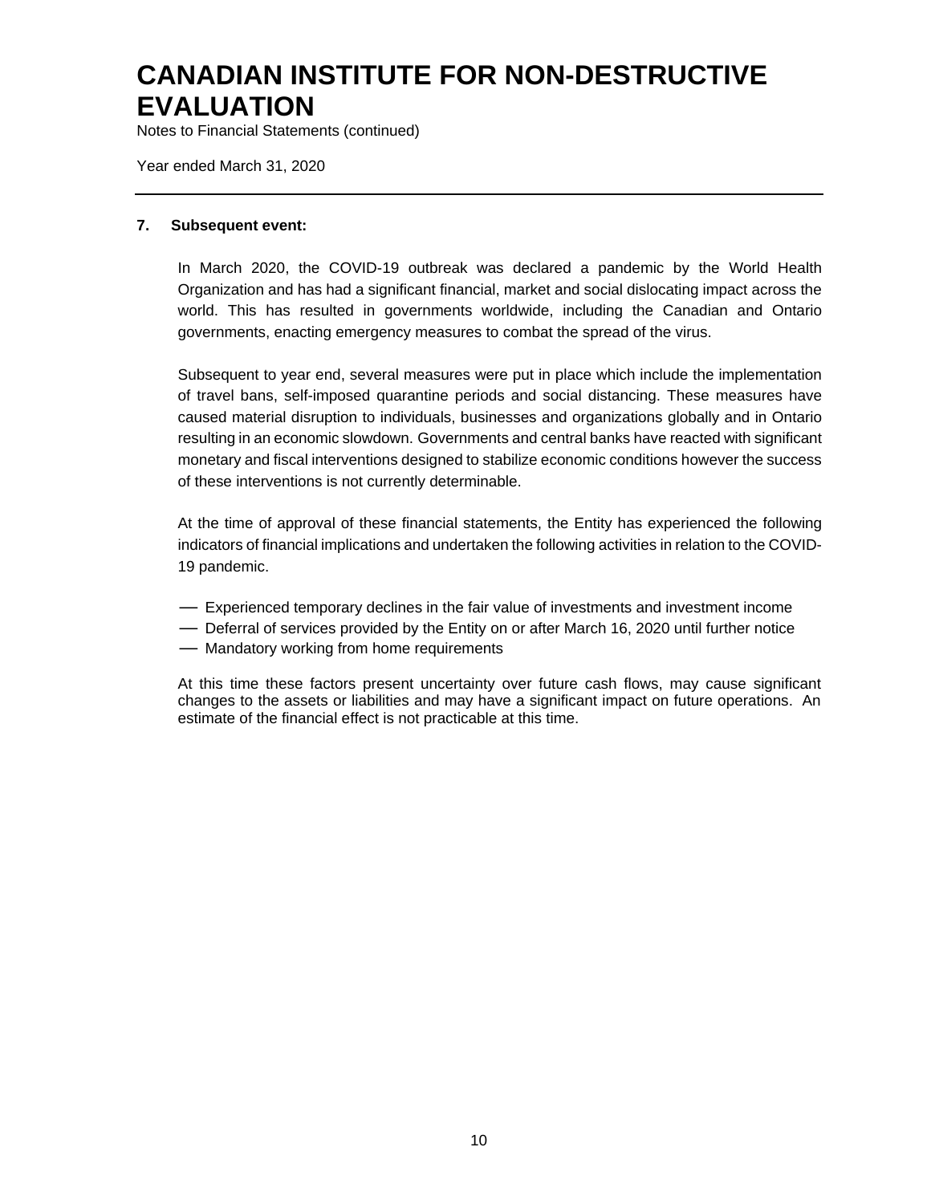# CANADIAN INSTITUTE FOR NON-DESTRUCTIVE EVALUATION

Notes to Financial Statements (continued)

Year ended March 31, 2020

---

## 7. Subsequent event:

In March 2020, the COVID-19 outbreak was declared a pandemic by the World Health Organization and has had a significant financial, market and social dislocating impact across the world. This has resulted in governments worldwide, including the Canadian and Ontario governments, enacting emergency measures to combat the spread of the virus.

Subsequent to year end, several measures were put in place which include the implementation of travel bans, self-imposed quarantine periods and social distancing. These measures have caused material disruption to individuals, businesses and organizations globally and in Ontario resulting in an economic slowdown. Governments and central banks have reacted with significant monetary and fiscal interventions designed to stabilize economic conditions however the success of these interventions is not currently determinable.

At the time of approval of these financial statements, the Entity has experienced the following indicators of financial implications and undertaken the following activities in relation to the COVID-19 pandemic.

- Experienced temporary declines in the fair value of investments and investment income
- Deferral of services provided by the Entity on or after March 16, 2020 until further notice
- Mandatory working from home requirements

At this time these factors present uncertainty over future cash flows, may cause significant changes to the assets or liabilities and may have a significant impact on future operations. An estimate of the financial effect is not practicable at this time.